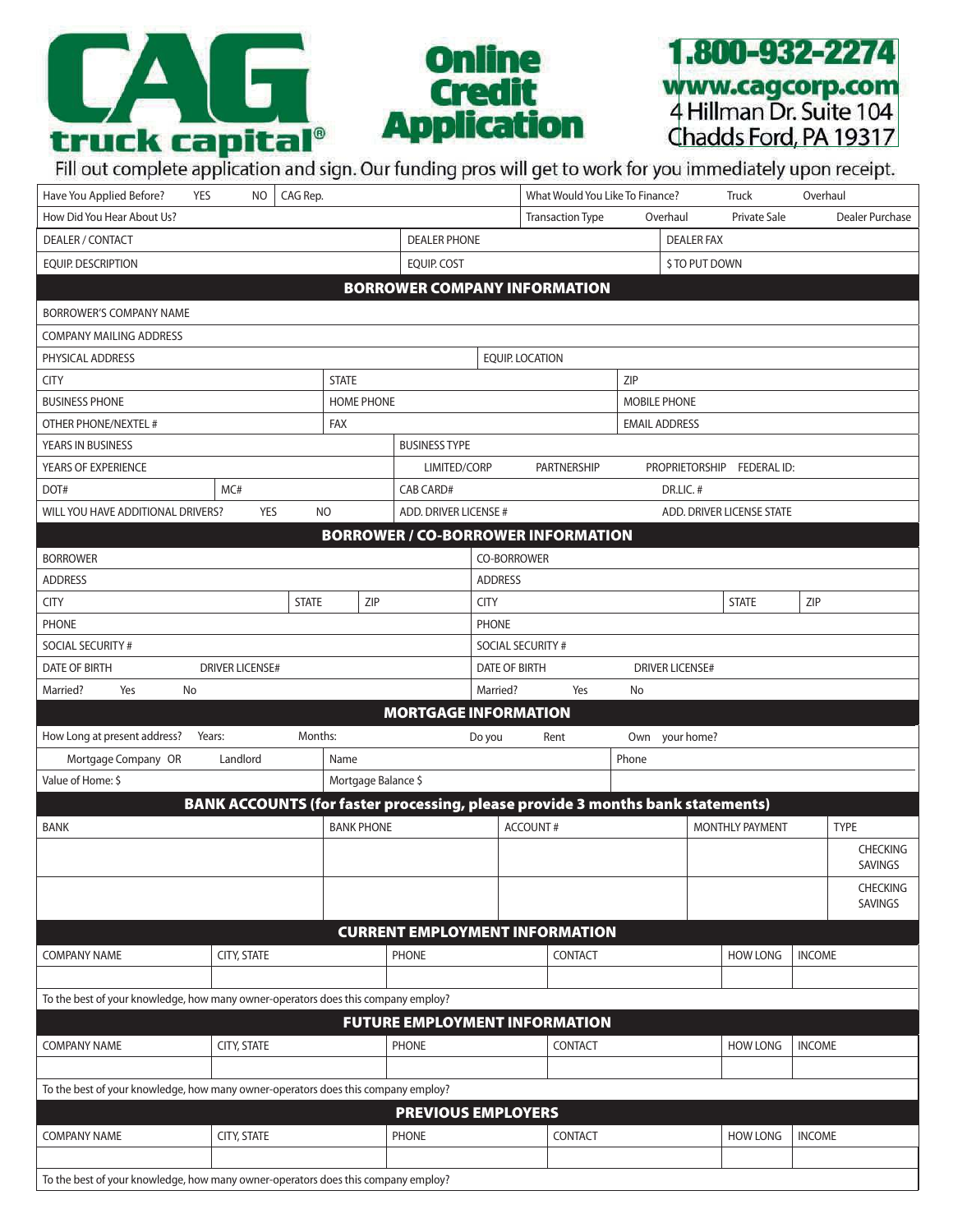# CAG truck capital®

## Online Credit Application

1.800-932-2274
www.cagcorp.com
4 Hillman Dr. Suite 104
Chadds Ford, PA 19317

Fill out complete application and sign. Our funding pros will get to work for you immediately upon receipt.

| | | |
|---|---|---|
| Have You Applied Before? YES NO | CAG Rep. | What Would You Like To Finance? Truck Overhaul |
| How Did You Hear About Us? | | Transaction Type Overhaul Private Sale Dealer Purchase |
| DEALER / CONTACT | DEALER PHONE | DEALER FAX |
| EQUIP. DESCRIPTION | EQUIP. COST | $ TO PUT DOWN |

## BORROWER COMPANY INFORMATION

| | | |
|---|---|---|
| BORROWER'S COMPANY NAME | | |
| COMPANY MAILING ADDRESS | | |
| PHYSICAL ADDRESS | EQUIP. LOCATION | |
| CITY | STATE | ZIP |
| BUSINESS PHONE | HOME PHONE | MOBILE PHONE |
| OTHER PHONE/NEXTEL # | FAX | EMAIL ADDRESS |
| YEARS IN BUSINESS | BUSINESS TYPE | |
| YEARS OF EXPERIENCE | LIMITED/CORP PARTNERSHIP PROPRIETORSHIP | FEDERAL ID: |
| DOT# MC# | CAB CARD# | DR.LIC. # |
| WILL YOU HAVE ADDITIONAL DRIVERS? YES NO | ADD. DRIVER LICENSE # | ADD. DRIVER LICENSE STATE |

## BORROWER / CO-BORROWER INFORMATION

| | |
|---|---|
| BORROWER | CO-BORROWER |
| ADDRESS | ADDRESS |
| CITY STATE ZIP | CITY STATE ZIP |
| PHONE | PHONE |
| SOCIAL SECURITY # | SOCIAL SECURITY # |
| DATE OF BIRTH DRIVER LICENSE# | DATE OF BIRTH DRIVER LICENSE# |
| Married? Yes No | Married? Yes No |

## MORTGAGE INFORMATION

| | | |
|---|---|---|
| How Long at present address? Years: Months: | Do you Rent Own your home? | |
| Mortgage Company OR Landlord | Name | Phone |
| Value of Home: $ | Mortgage Balance $ | |

## BANK ACCOUNTS (for faster processing, please provide 3 months bank statements)

| BANK | BANK PHONE | ACCOUNT # | MONTHLY PAYMENT | TYPE |
|---|---|---|---|---|
| | | | | CHECKING SAVINGS |
| | | | | CHECKING SAVINGS |

## CURRENT EMPLOYMENT INFORMATION

| COMPANY NAME | CITY, STATE | PHONE | CONTACT | HOW LONG | INCOME |
|---|---|---|---|---|---|
| | | | | | |

To the best of your knowledge, how many owner-operators does this company employ?

## FUTURE EMPLOYMENT INFORMATION

| COMPANY NAME | CITY, STATE | PHONE | CONTACT | HOW LONG | INCOME |
|---|---|---|---|---|---|
| | | | | | |

To the best of your knowledge, how many owner-operators does this company employ?

## PREVIOUS EMPLOYERS

| COMPANY NAME | CITY, STATE | PHONE | CONTACT | HOW LONG | INCOME |
|---|---|---|---|---|---|
| | | | | | |

To the best of your knowledge, how many owner-operators does this company employ?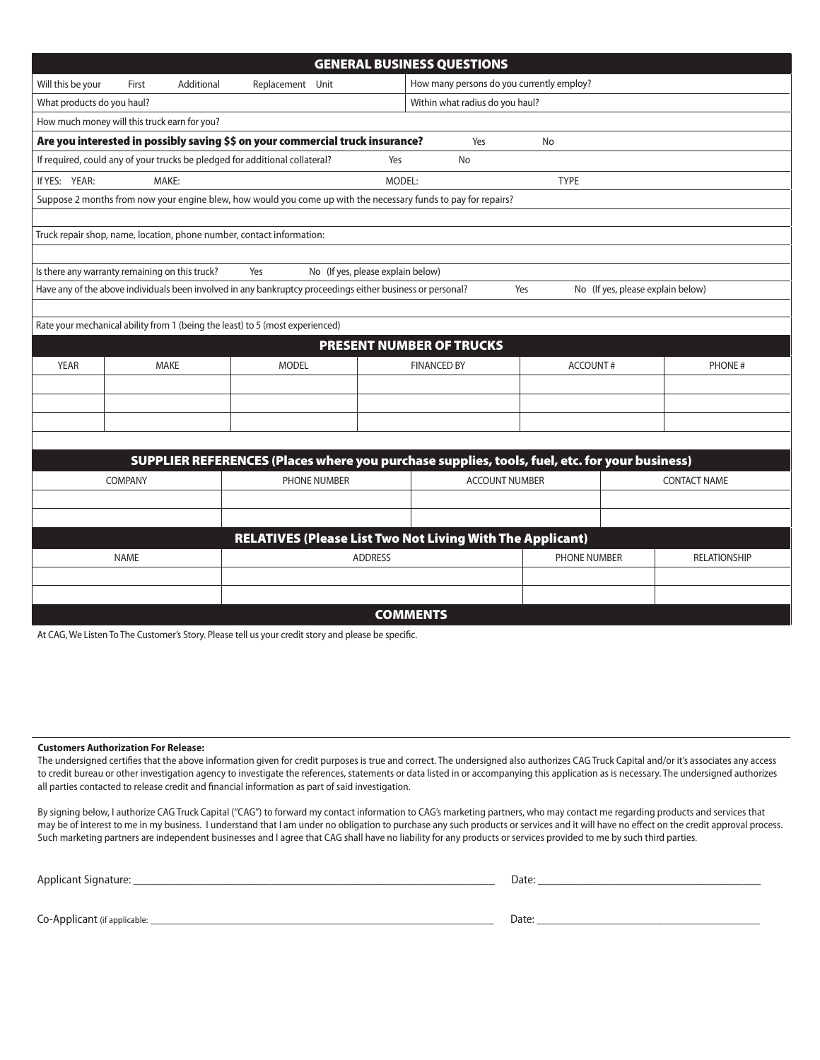## GENERAL BUSINESS QUESTIONS

| | |
|---|---|
| Will this be your First Additional Replacement Unit | How many persons do you currently employ? |
| What products do you haul? | Within what radius do you haul? |

How much money will this truck earn for you?

**Are you interested in possibly saving $$ on your commercial truck insurance?** Yes No

If required, could any of your trucks be pledged for additional collateral? Yes No

If YES: YEAR: MAKE: MODEL: TYPE

Suppose 2 months from now your engine blew, how would you come up with the necessary funds to pay for repairs?

Truck repair shop, name, location, phone number, contact information:

Is there any warranty remaining on this truck? Yes No (If yes, please explain below)

Have any of the above individuals been involved in any bankruptcy proceedings either business or personal? Yes No (If yes, please explain below)

Rate your mechanical ability from 1 (being the least) to 5 (most experienced)

## PRESENT NUMBER OF TRUCKS

| YEAR | MAKE | MODEL | FINANCED BY | ACCOUNT # | PHONE # |
|---|---|---|---|---|---|
| | | | | | |
| | | | | | |
| | | | | | |

## SUPPLIER REFERENCES (Places where you purchase supplies, tools, fuel, etc. for your business)

| COMPANY | PHONE NUMBER | ACCOUNT NUMBER | CONTACT NAME |
|---|---|---|---|
| | | | |
| | | | |

## RELATIVES (Please List Two Not Living With The Applicant)

| NAME | ADDRESS | PHONE NUMBER | RELATIONSHIP |
|---|---|---|---|
| | | | |
| | | | |

## COMMENTS

At CAG, We Listen To The Customer's Story. Please tell us your credit story and please be specific.

**Customers Authorization For Release:**
The undersigned certifies that the above information given for credit purposes is true and correct. The undersigned also authorizes CAG Truck Capital and/or it's associates any access to credit bureau or other investigation agency to investigate the references, statements or data listed in or accompanying this application as is necessary. The undersigned authorizes all parties contacted to release credit and financial information as part of said investigation.

By signing below, I authorize CAG Truck Capital ("CAG") to forward my contact information to CAG's marketing partners, who may contact me regarding products and services that may be of interest to me in my business. I understand that I am under no obligation to purchase any such products or services and it will have no effect on the credit approval process. Such marketing partners are independent businesses and I agree that CAG shall have no liability for any products or services provided to me by such third parties.

Applicant Signature: ______________________________ Date: ______________________

Co-Applicant (if applicable: ______________________________ Date: ______________________